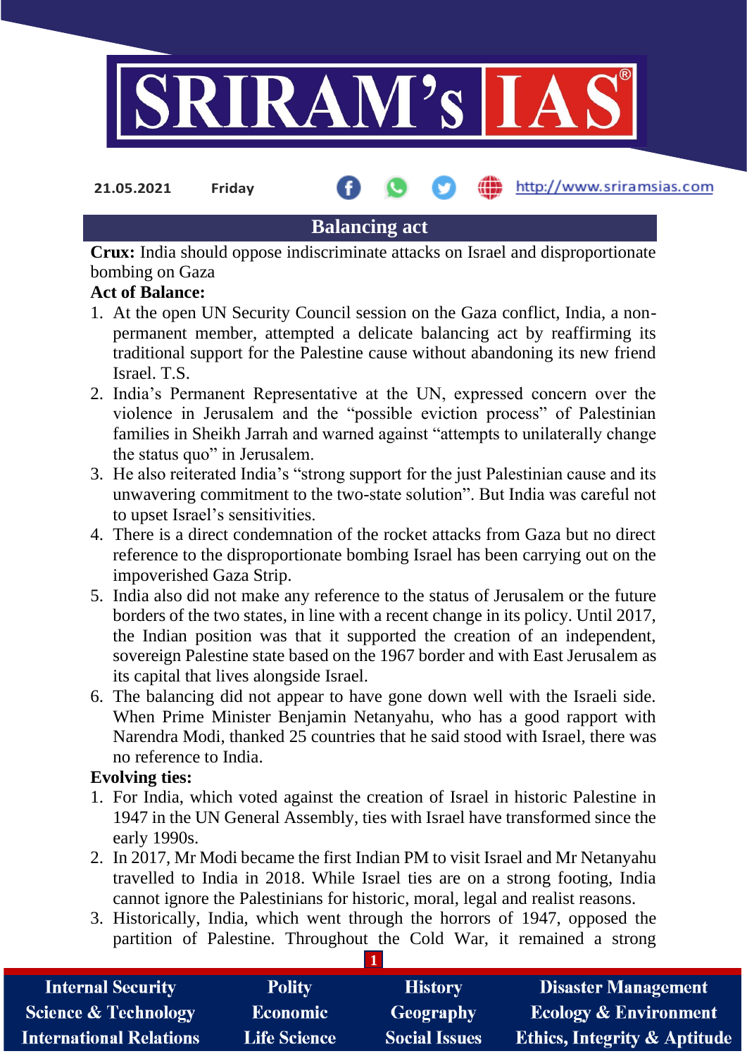21.05.2021 Friday http://www.sriramsias.com

## Balancing act

**Crux:** India should oppose indiscriminate attacks on Israel and disproportionate bombing on Gaza

**Act of Balance:**

1. At the open UN Security Council session on the Gaza conflict, India, a non-permanent member, attempted a delicate balancing act by reaffirming its traditional support for the Palestine cause without abandoning its new friend Israel. T.S.
2. India's Permanent Representative at the UN, expressed concern over the violence in Jerusalem and the "possible eviction process" of Palestinian families in Sheikh Jarrah and warned against "attempts to unilaterally change the status quo" in Jerusalem.
3. He also reiterated India's "strong support for the just Palestinian cause and its unwavering commitment to the two-state solution". But India was careful not to upset Israel's sensitivities.
4. There is a direct condemnation of the rocket attacks from Gaza but no direct reference to the disproportionate bombing Israel has been carrying out on the impoverished Gaza Strip.
5. India also did not make any reference to the status of Jerusalem or the future borders of the two states, in line with a recent change in its policy. Until 2017, the Indian position was that it supported the creation of an independent, sovereign Palestine state based on the 1967 border and with East Jerusalem as its capital that lives alongside Israel.
6. The balancing did not appear to have gone down well with the Israeli side. When Prime Minister Benjamin Netanyahu, who has a good rapport with Narendra Modi, thanked 25 countries that he said stood with Israel, there was no reference to India.

**Evolving ties:**

1. For India, which voted against the creation of Israel in historic Palestine in 1947 in the UN General Assembly, ties with Israel have transformed since the early 1990s.
2. In 2017, Mr Modi became the first Indian PM to visit Israel and Mr Netanyahu travelled to India in 2018. While Israel ties are on a strong footing, India cannot ignore the Palestinians for historic, moral, legal and realist reasons.
3. Historically, India, which went through the horrors of 1947, opposed the partition of Palestine. Throughout the Cold War, it remained a strong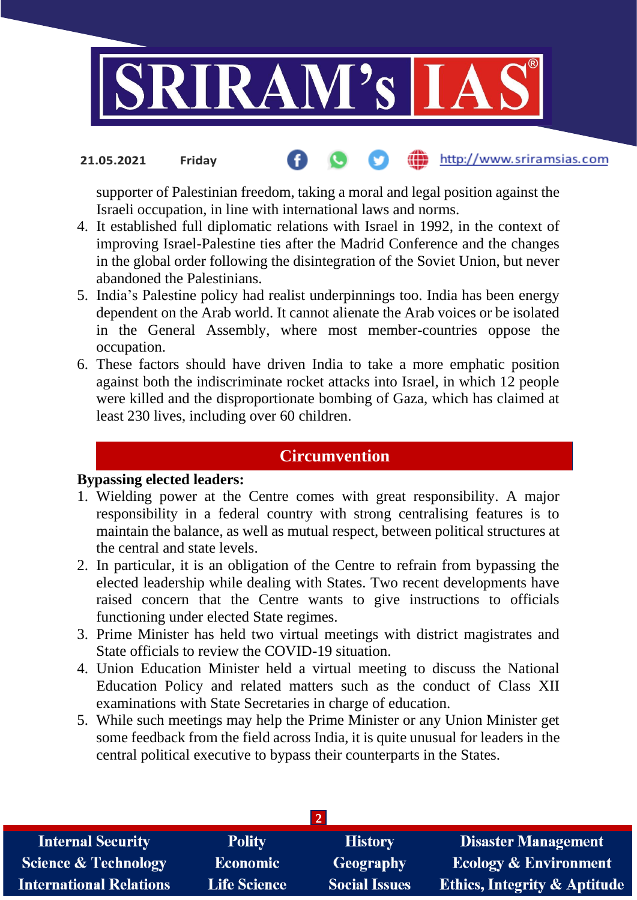supporter of Palestinian freedom, taking a moral and legal position against the Israeli occupation, in line with international laws and norms.

4. It established full diplomatic relations with Israel in 1992, in the context of improving Israel-Palestine ties after the Madrid Conference and the changes in the global order following the disintegration of the Soviet Union, but never abandoned the Palestinians.
5. India's Palestine policy had realist underpinnings too. India has been energy dependent on the Arab world. It cannot alienate the Arab voices or be isolated in the General Assembly, where most member-countries oppose the occupation.
6. These factors should have driven India to take a more emphatic position against both the indiscriminate rocket attacks into Israel, in which 12 people were killed and the disproportionate bombing of Gaza, which has claimed at least 230 lives, including over 60 children.

## Circumvention

**Bypassing elected leaders:**

1. Wielding power at the Centre comes with great responsibility. A major responsibility in a federal country with strong centralising features is to maintain the balance, as well as mutual respect, between political structures at the central and state levels.
2. In particular, it is an obligation of the Centre to refrain from bypassing the elected leadership while dealing with States. Two recent developments have raised concern that the Centre wants to give instructions to officials functioning under elected State regimes.
3. Prime Minister has held two virtual meetings with district magistrates and State officials to review the COVID-19 situation.
4. Union Education Minister held a virtual meeting to discuss the National Education Policy and related matters such as the conduct of Class XII examinations with State Secretaries in charge of education.
5. While such meetings may help the Prime Minister or any Union Minister get some feedback from the field across India, it is quite unusual for leaders in the central political executive to bypass their counterparts in the States.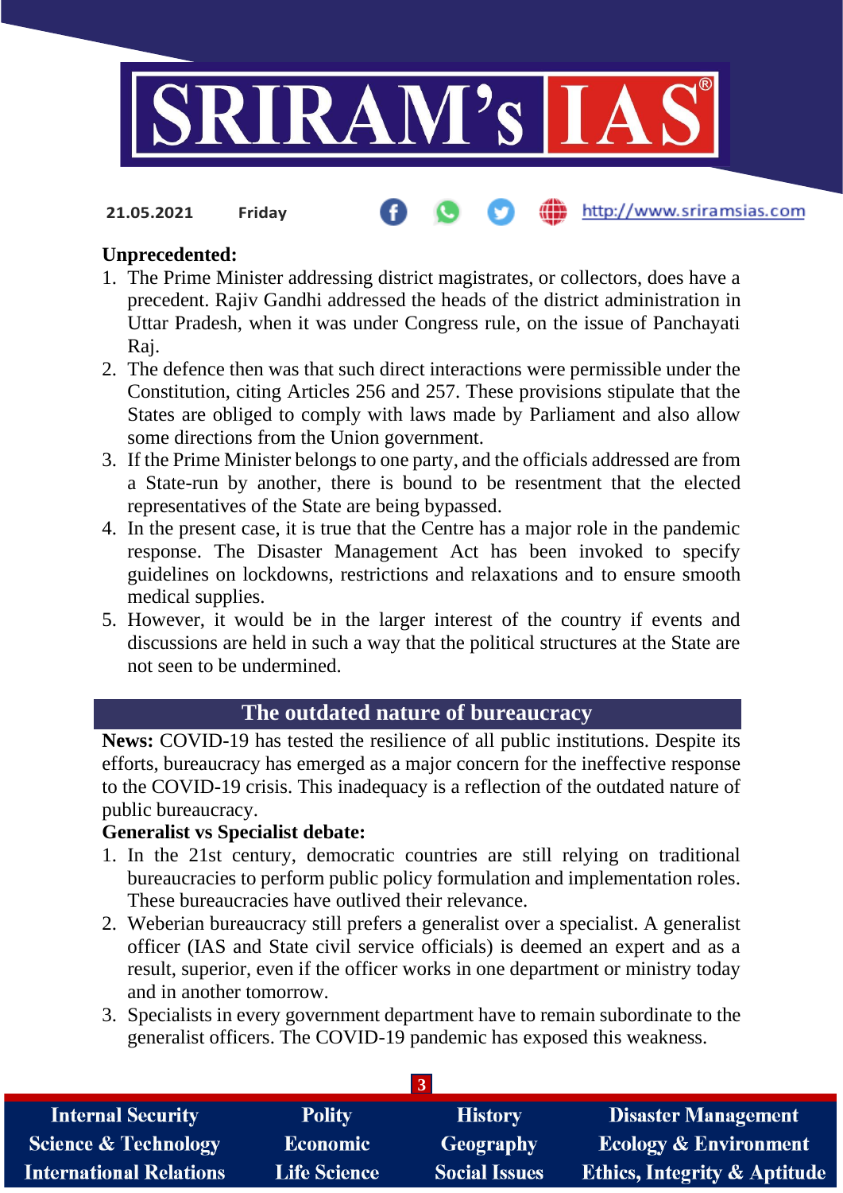**Unprecedented:**

1. The Prime Minister addressing district magistrates, or collectors, does have a precedent. Rajiv Gandhi addressed the heads of the district administration in Uttar Pradesh, when it was under Congress rule, on the issue of Panchayati Raj.
2. The defence then was that such direct interactions were permissible under the Constitution, citing Articles 256 and 257. These provisions stipulate that the States are obliged to comply with laws made by Parliament and also allow some directions from the Union government.
3. If the Prime Minister belongs to one party, and the officials addressed are from a State-run by another, there is bound to be resentment that the elected representatives of the State are being bypassed.
4. In the present case, it is true that the Centre has a major role in the pandemic response. The Disaster Management Act has been invoked to specify guidelines on lockdowns, restrictions and relaxations and to ensure smooth medical supplies.
5. However, it would be in the larger interest of the country if events and discussions are held in such a way that the political structures at the State are not seen to be undermined.

## The outdated nature of bureaucracy

**News:** COVID-19 has tested the resilience of all public institutions. Despite its efforts, bureaucracy has emerged as a major concern for the ineffective response to the COVID-19 crisis. This inadequacy is a reflection of the outdated nature of public bureaucracy.

**Generalist vs Specialist debate:**

1. In the 21st century, democratic countries are still relying on traditional bureaucracies to perform public policy formulation and implementation roles. These bureaucracies have outlived their relevance.
2. Weberian bureaucracy still prefers a generalist over a specialist. A generalist officer (IAS and State civil service officials) is deemed an expert and as a result, superior, even if the officer works in one department or ministry today and in another tomorrow.
3. Specialists in every government department have to remain subordinate to the generalist officers. The COVID-19 pandemic has exposed this weakness.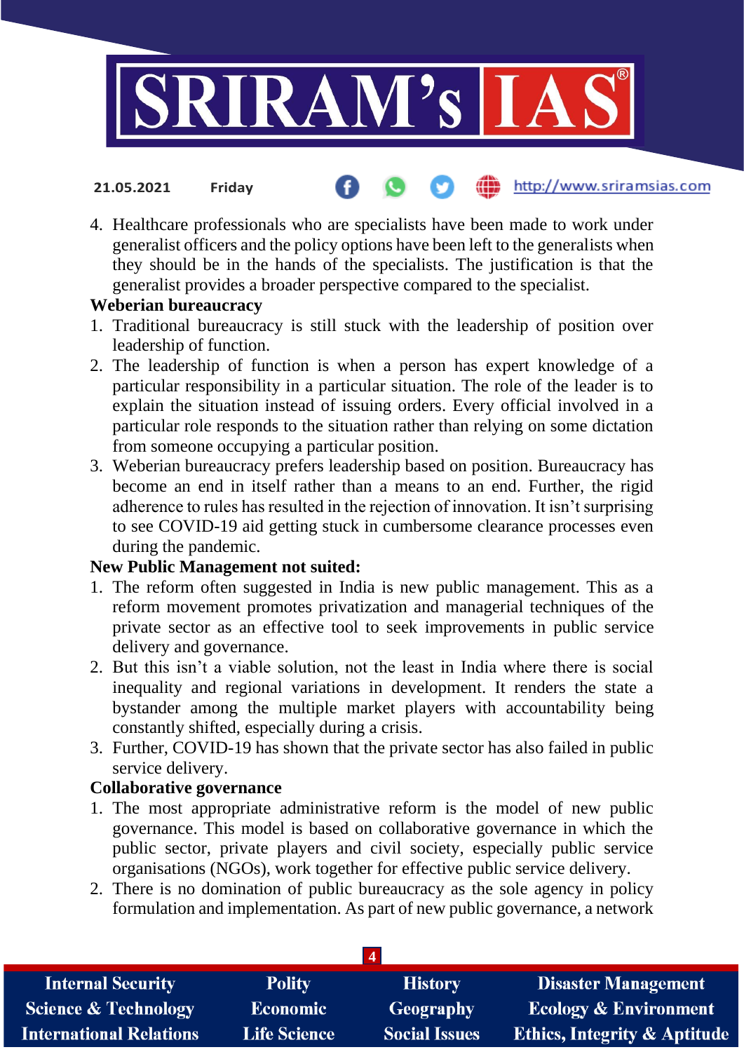4. Healthcare professionals who are specialists have been made to work under generalist officers and the policy options have been left to the generalists when they should be in the hands of the specialists. The justification is that the generalist provides a broader perspective compared to the specialist.

**Weberian bureaucracy**

1. Traditional bureaucracy is still stuck with the leadership of position over leadership of function.
2. The leadership of function is when a person has expert knowledge of a particular responsibility in a particular situation. The role of the leader is to explain the situation instead of issuing orders. Every official involved in a particular role responds to the situation rather than relying on some dictation from someone occupying a particular position.
3. Weberian bureaucracy prefers leadership based on position. Bureaucracy has become an end in itself rather than a means to an end. Further, the rigid adherence to rules has resulted in the rejection of innovation. It isn't surprising to see COVID-19 aid getting stuck in cumbersome clearance processes even during the pandemic.

**New Public Management not suited:**

1. The reform often suggested in India is new public management. This as a reform movement promotes privatization and managerial techniques of the private sector as an effective tool to seek improvements in public service delivery and governance.
2. But this isn't a viable solution, not the least in India where there is social inequality and regional variations in development. It renders the state a bystander among the multiple market players with accountability being constantly shifted, especially during a crisis.
3. Further, COVID-19 has shown that the private sector has also failed in public service delivery.

**Collaborative governance**

1. The most appropriate administrative reform is the model of new public governance. This model is based on collaborative governance in which the public sector, private players and civil society, especially public service organisations (NGOs), work together for effective public service delivery.
2. There is no domination of public bureaucracy as the sole agency in policy formulation and implementation. As part of new public governance, a network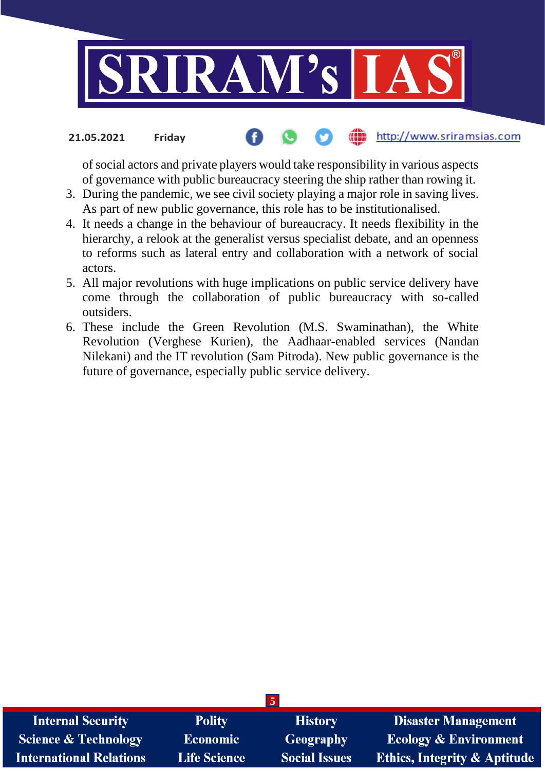of social actors and private players would take responsibility in various aspects of governance with public bureaucracy steering the ship rather than rowing it.

3. During the pandemic, we see civil society playing a major role in saving lives. As part of new public governance, this role has to be institutionalised.
4. It needs a change in the behaviour of bureaucracy. It needs flexibility in the hierarchy, a relook at the generalist versus specialist debate, and an openness to reforms such as lateral entry and collaboration with a network of social actors.
5. All major revolutions with huge implications on public service delivery have come through the collaboration of public bureaucracy with so-called outsiders.
6. These include the Green Revolution (M.S. Swaminathan), the White Revolution (Verghese Kurien), the Aadhaar-enabled services (Nandan Nilekani) and the IT revolution (Sam Pitroda). New public governance is the future of governance, especially public service delivery.